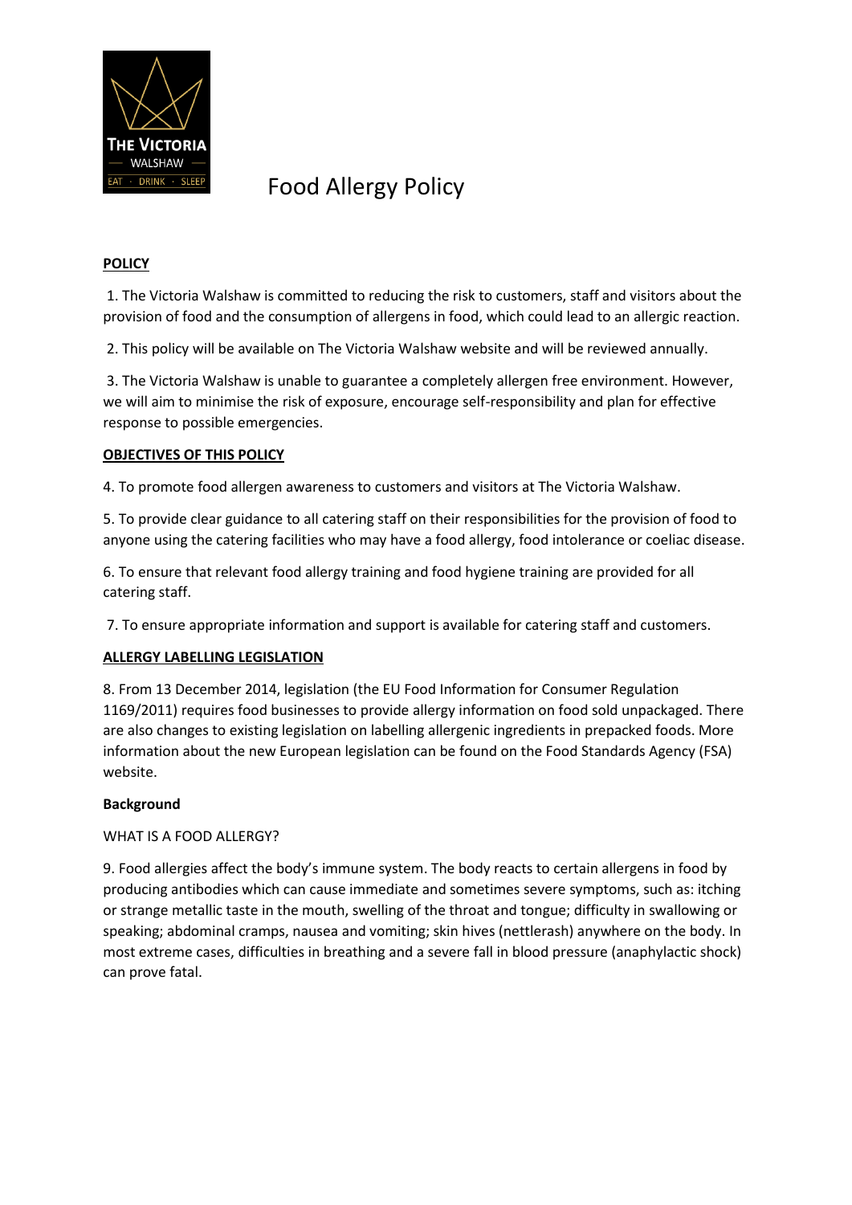# Food Allergy Policy

**POLICY**

1. The Victoria Walshaw is committed to reducing the risk to customers, staff and visitors about the provision of food and the consumption of allergens in food, which could lead to an allergic reaction.

2. This policy will be available on The Victoria Walshaw website and will be reviewed annually.

3. The Victoria Walshaw is unable to guarantee a completely allergen free environment. However, we will aim to minimise the risk of exposure, encourage self-responsibility and plan for effective response to possible emergencies.

**OBJECTIVES OF THIS POLICY**

4. To promote food allergen awareness to customers and visitors at The Victoria Walshaw.

5. To provide clear guidance to all catering staff on their responsibilities for the provision of food to anyone using the catering facilities who may have a food allergy, food intolerance or coeliac disease.

6. To ensure that relevant food allergy training and food hygiene training are provided for all catering staff.

7. To ensure appropriate information and support is available for catering staff and customers.

**ALLERGY LABELLING LEGISLATION**

8. From 13 December 2014, legislation (the EU Food Information for Consumer Regulation 1169/2011) requires food businesses to provide allergy information on food sold unpackaged. There are also changes to existing legislation on labelling allergenic ingredients in prepacked foods. More information about the new European legislation can be found on the Food Standards Agency (FSA) website.

**Background**

WHAT IS A FOOD ALLERGY?

9. Food allergies affect the body's immune system. The body reacts to certain allergens in food by producing antibodies which can cause immediate and sometimes severe symptoms, such as: itching or strange metallic taste in the mouth, swelling of the throat and tongue; difficulty in swallowing or speaking; abdominal cramps, nausea and vomiting; skin hives (nettlerash) anywhere on the body. In most extreme cases, difficulties in breathing and a severe fall in blood pressure (anaphylactic shock) can prove fatal.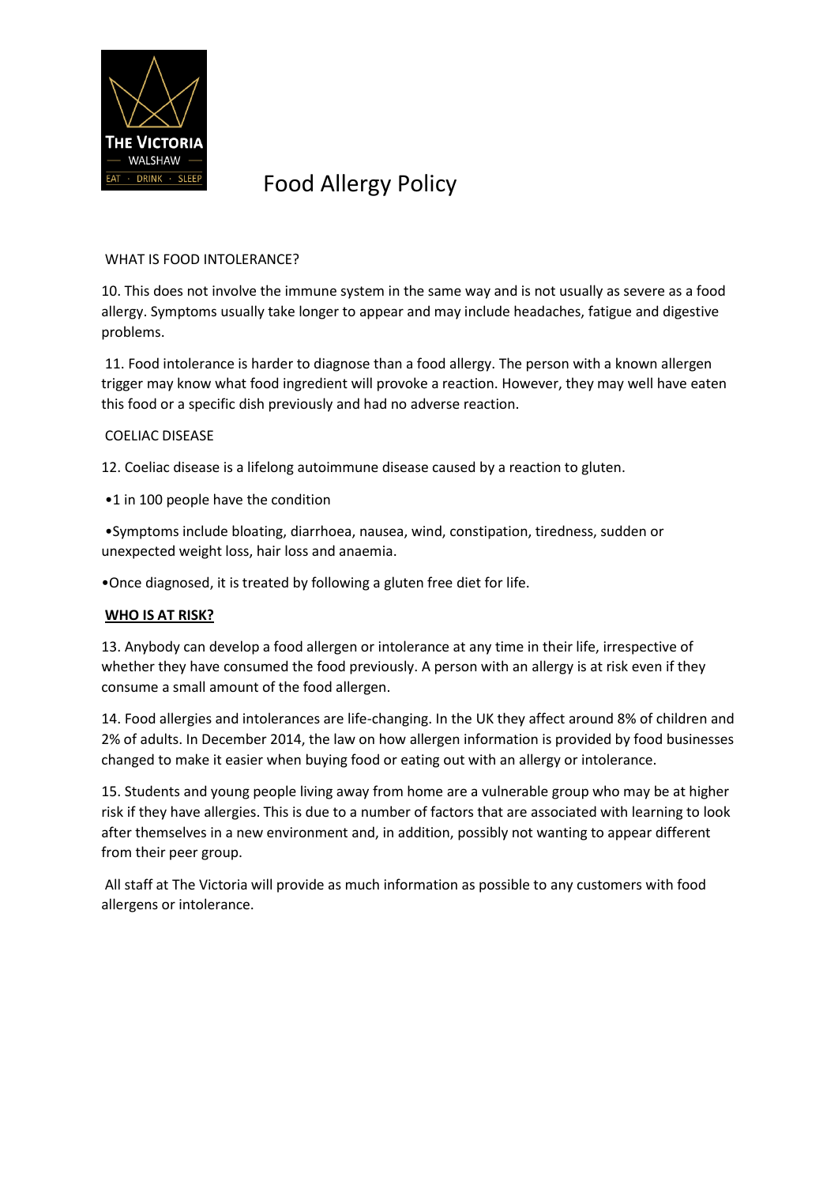# Food Allergy Policy

WHAT IS FOOD INTOLERANCE?

10. This does not involve the immune system in the same way and is not usually as severe as a food allergy. Symptoms usually take longer to appear and may include headaches, fatigue and digestive problems.

11. Food intolerance is harder to diagnose than a food allergy. The person with a known allergen trigger may know what food ingredient will provoke a reaction. However, they may well have eaten this food or a specific dish previously and had no adverse reaction.

COELIAC DISEASE

12. Coeliac disease is a lifelong autoimmune disease caused by a reaction to gluten.

- 1 in 100 people have the condition
- Symptoms include bloating, diarrhoea, nausea, wind, constipation, tiredness, sudden or unexpected weight loss, hair loss and anaemia.
- Once diagnosed, it is treated by following a gluten free diet for life.

**WHO IS AT RISK?**

13. Anybody can develop a food allergen or intolerance at any time in their life, irrespective of whether they have consumed the food previously. A person with an allergy is at risk even if they consume a small amount of the food allergen.

14. Food allergies and intolerances are life-changing. In the UK they affect around 8% of children and 2% of adults. In December 2014, the law on how allergen information is provided by food businesses changed to make it easier when buying food or eating out with an allergy or intolerance.

15. Students and young people living away from home are a vulnerable group who may be at higher risk if they have allergies. This is due to a number of factors that are associated with learning to look after themselves in a new environment and, in addition, possibly not wanting to appear different from their peer group.

All staff at The Victoria will provide as much information as possible to any customers with food allergens or intolerance.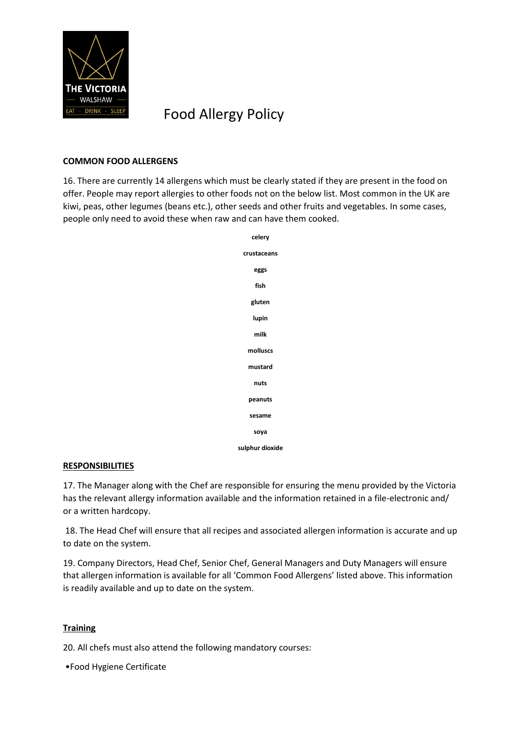# Food Allergy Policy

**COMMON FOOD ALLERGENS**

16. There are currently 14 allergens which must be clearly stated if they are present in the food on offer. People may report allergies to other foods not on the below list. Most common in the UK are kiwi, peas, other legumes (beans etc.), other seeds and other fruits and vegetables. In some cases, people only need to avoid these when raw and can have them cooked.

**celery**

**crustaceans**

**eggs**

**fish**

**gluten**

**lupin**

**milk**

**molluscs**

**mustard**

**nuts**

**peanuts**

**sesame**

**soya**

**sulphur dioxide**

**RESPONSIBILITIES**

17. The Manager along with the Chef are responsible for ensuring the menu provided by the Victoria has the relevant allergy information available and the information retained in a file-electronic and/ or a written hardcopy.

18. The Head Chef will ensure that all recipes and associated allergen information is accurate and up to date on the system.

19. Company Directors, Head Chef, Senior Chef, General Managers and Duty Managers will ensure that allergen information is available for all 'Common Food Allergens' listed above. This information is readily available and up to date on the system.

**Training**

20. All chefs must also attend the following mandatory courses:

- Food Hygiene Certificate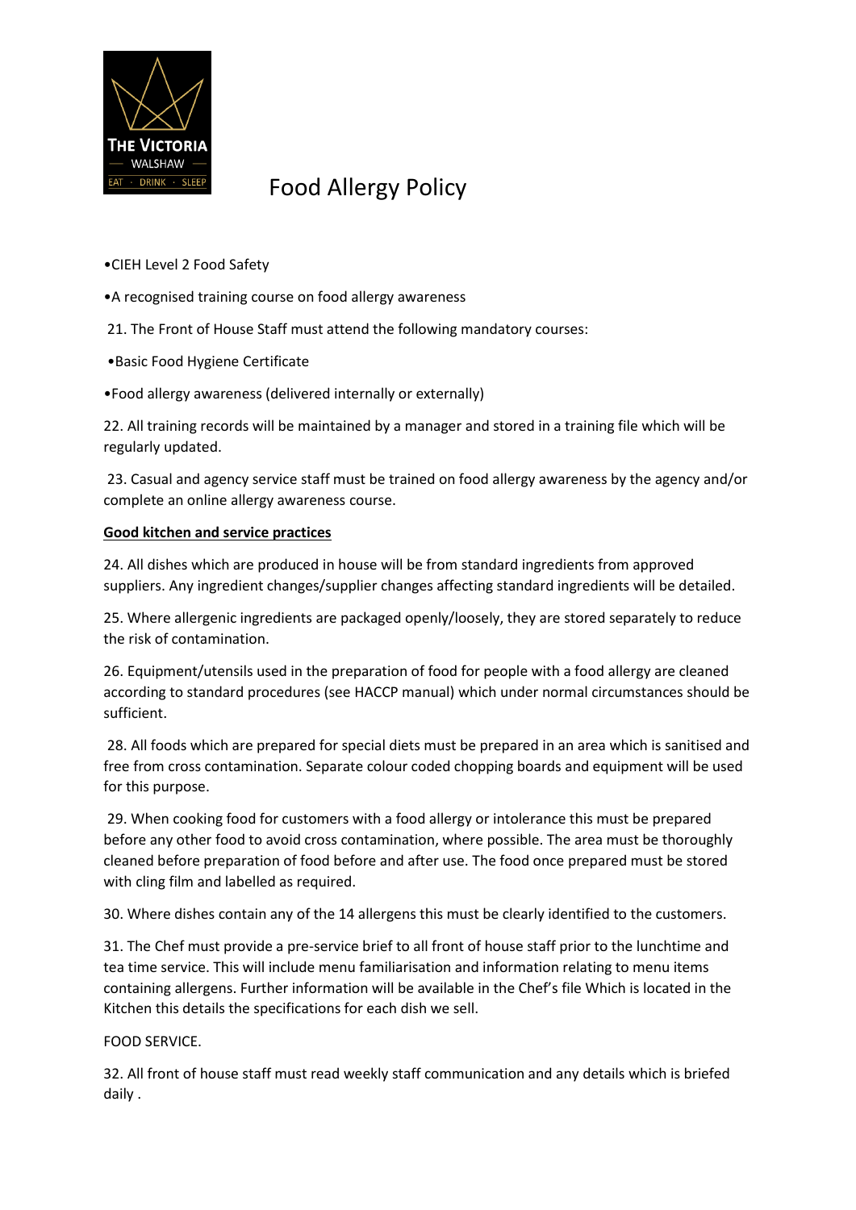# Food Allergy Policy

- CIEH Level 2 Food Safety
- A recognised training course on food allergy awareness

21. The Front of House Staff must attend the following mandatory courses:

- Basic Food Hygiene Certificate
- Food allergy awareness (delivered internally or externally)

22. All training records will be maintained by a manager and stored in a training file which will be regularly updated.

23. Casual and agency service staff must be trained on food allergy awareness by the agency and/or complete an online allergy awareness course.

**Good kitchen and service practices**

24. All dishes which are produced in house will be from standard ingredients from approved suppliers. Any ingredient changes/supplier changes affecting standard ingredients will be detailed.

25. Where allergenic ingredients are packaged openly/loosely, they are stored separately to reduce the risk of contamination.

26. Equipment/utensils used in the preparation of food for people with a food allergy are cleaned according to standard procedures (see HACCP manual) which under normal circumstances should be sufficient.

28. All foods which are prepared for special diets must be prepared in an area which is sanitised and free from cross contamination. Separate colour coded chopping boards and equipment will be used for this purpose.

29. When cooking food for customers with a food allergy or intolerance this must be prepared before any other food to avoid cross contamination, where possible. The area must be thoroughly cleaned before preparation of food before and after use. The food once prepared must be stored with cling film and labelled as required.

30. Where dishes contain any of the 14 allergens this must be clearly identified to the customers.

31. The Chef must provide a pre-service brief to all front of house staff prior to the lunchtime and tea time service. This will include menu familiarisation and information relating to menu items containing allergens. Further information will be available in the Chef's file Which is located in the Kitchen this details the specifications for each dish we sell.

FOOD SERVICE.

32. All front of house staff must read weekly staff communication and any details which is briefed daily .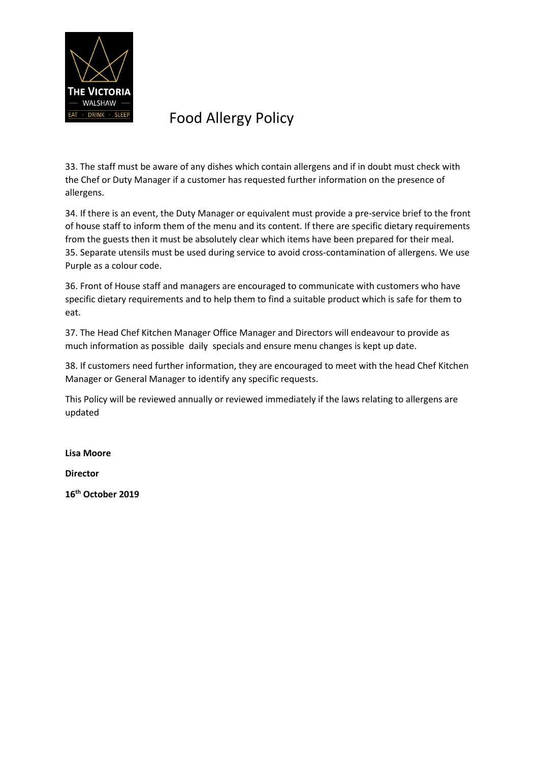# Food Allergy Policy

33. The staff must be aware of any dishes which contain allergens and if in doubt must check with the Chef or Duty Manager if a customer has requested further information on the presence of allergens.

34. If there is an event, the Duty Manager or equivalent must provide a pre-service brief to the front of house staff to inform them of the menu and its content. If there are specific dietary requirements from the guests then it must be absolutely clear which items have been prepared for their meal.

35. Separate utensils must be used during service to avoid cross-contamination of allergens. We use Purple as a colour code.

36. Front of House staff and managers are encouraged to communicate with customers who have specific dietary requirements and to help them to find a suitable product which is safe for them to eat.

37. The Head Chef Kitchen Manager Office Manager and Directors will endeavour to provide as much information as possible daily specials and ensure menu changes is kept up date.

38. If customers need further information, they are encouraged to meet with the head Chef Kitchen Manager or General Manager to identify any specific requests.

This Policy will be reviewed annually or reviewed immediately if the laws relating to allergens are updated

**Lisa Moore**

**Director**

**16th October 2019**